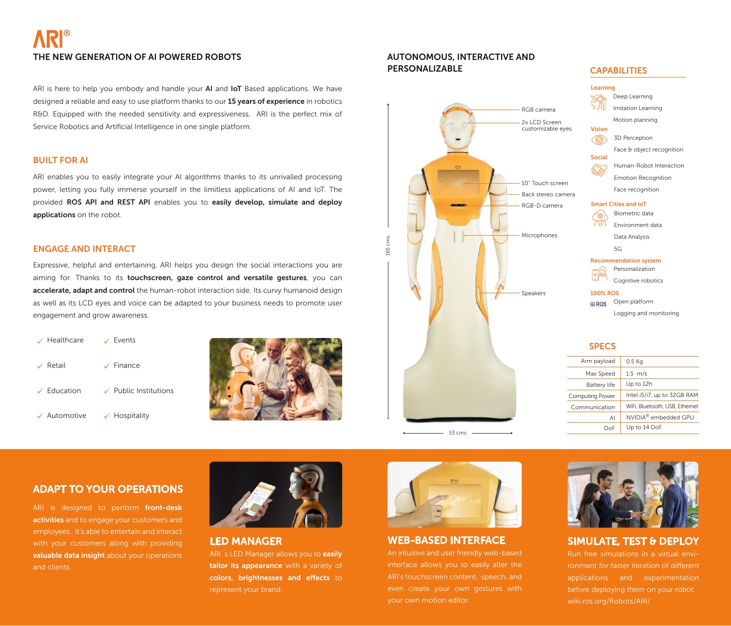# ARI®

## THE NEW GENERATION OF AI POWERED ROBOTS

ARI is here to help you embody and handle your **AI** and **IoT** Based applications. We have designed a reliable and easy to use platform thanks to our **15 years of experience** in robotics R&D. Equipped with the needed sensitivity and expressiveness, ARI is the perfect mix of Service Robotics and Artificial Intelligence in one single platform.

### BUILT FOR AI

ARI enables you to easily integrate your AI algorithms thanks to its unrivalled processing power, letting you fully immerse yourself in the limitless applications of AI and IoT. The provided **ROS API and REST API** enables you to **easily develop, simulate and deploy applications** on the robot.

### ENGAGE AND INTERACT

Expressive, helpful and entertaining, ARI helps you design the social interactions you are aiming for. Thanks to its **touchscreen, gaze control and versatile gestures**, you can **accelerate, adapt and control** the human-robot interaction side. Its curvy humanoid design as well as its LCD eyes and voice can be adapted to your business needs to promote user engagement and grow awareness.

- ✓ Healthcare
- ✓ Retail
- ✓ Education
- ✓ Automotive
- ✓ Events
- ✓ Finance
- ✓ Public Institutions
- ✓ Hospitality

## AUTONOMOUS, INTERACTIVE AND PERSONALIZABLE

- RGB camera
- 2x LCD Screen customizable eyes
- 10" Touch screen
- Back stereo camera
- RGB-D camera
- Microphones
- Speakers

165 cms.

53 cms.

### CAPABILITIES

**Learning**
- Deep Learning
- Imitation Learning
- Motion planning

**Vision**
- 3D Perception
- Face & object recognition

**Social**
- Human-Robot Interaction
- Emotion Recognition
- Face recognition

**Smart Cities and IoT**
- Biometric data
- Environment data
- Data Analysis
- 5G

**Recommendation system**
- Personalization
- Cognitive robotics

**100% ROS**
- Open platform
- Logging and monitoring

### SPECS

| | |
|---|---|
| Arm payload | 0.5 Kg |
| Max Speed | 1.5 m/s |
| Battery life | Up to 12h |
| Computing Power | Intel i5/i7, up to 32GB RAM |
| Communication | WiFi, Bluetooth, USB, Ethernet |
| AI | NVIDIA® embedded GPU |
| DoF | Up to 14 DoF |

## ADAPT TO YOUR OPERATIONS

ARI is designed to perform **front-desk activities** and to engage your customers and employees. It's able to entertain and interact with your customers along with providing **valuable data insight** about your operations and clients.

### LED MANAGER

ARI´s LED Manager allows you to **easily tailor its appearance** with a variety of **colors, brightnesses and effects** to represent your brand.

### WEB-BASED INTERFACE

An intuitive and user friendly web-based interface allows you to easily alter the ARI's touchscreen content, speech, and even create your own gestures with your own motion editor.

### SIMULATE, TEST & DEPLOY

Run free simulations in a virtual environment for faster iteration of different applications and experimentation before deploying them on your robot. wiki.ros.org/Robots/ARI/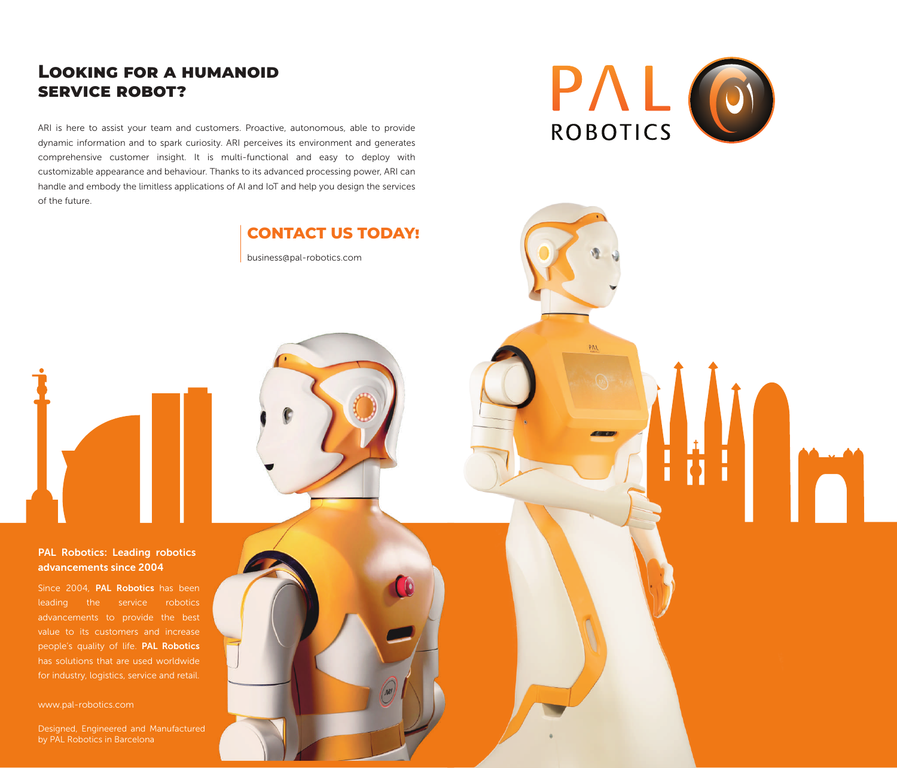## Looking for a humanoid service robot?

ARI is here to assist your team and customers. Proactive, autonomous, able to provide dynamic information and to spark curiosity. ARI perceives its environment and generates comprehensive customer insight. It is multi-functional and easy to deploy with customizable appearance and behaviour. Thanks to its advanced processing power, ARI can handle and embody the limitless applications of AI and IoT and help you design the services of the future.

PAL ROBOTICS

## CONTACT US TODAY!

business@pal-robotics.com

### PAL Robotics: Leading robotics advancements since 2004

Since 2004, **PAL Robotics** has been leading the service robotics advancements to provide the best value to its customers and increase people's quality of life. **PAL Robotics** has solutions that are used worldwide for industry, logistics, service and retail.

www.pal-robotics.com

Designed, Engineered and Manufactured by PAL Robotics in Barcelona